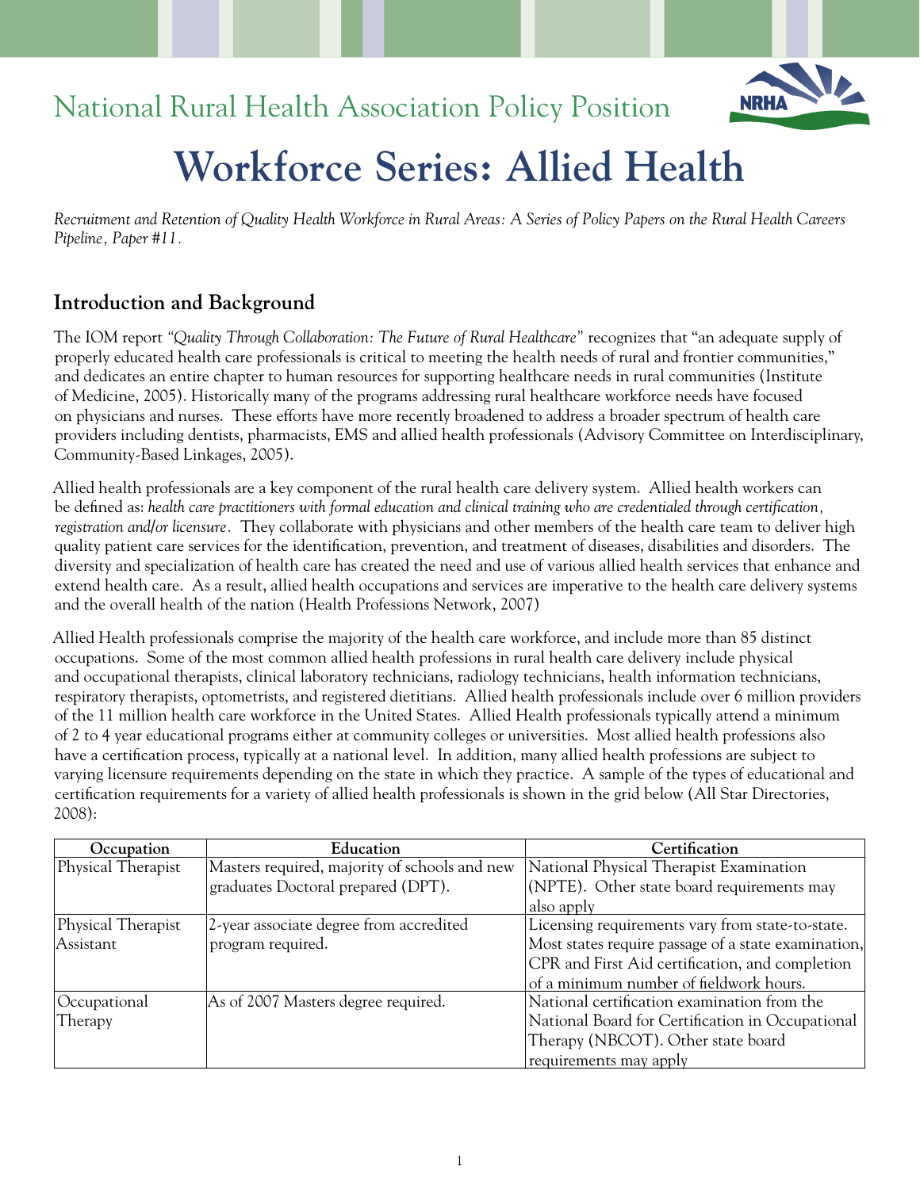National Rural Health Association Policy Position

# Workforce Series: Allied Health

*Recruitment and Retention of Quality Health Workforce in Rural Areas: A Series of Policy Papers on the Rural Health Careers Pipeline, Paper #11.*

## Introduction and Background

The IOM report *"Quality Through Collaboration: The Future of Rural Healthcare"* recognizes that "an adequate supply of properly educated health care professionals is critical to meeting the health needs of rural and frontier communities," and dedicates an entire chapter to human resources for supporting healthcare needs in rural communities (Institute of Medicine, 2005). Historically many of the programs addressing rural healthcare workforce needs have focused on physicians and nurses. These efforts have more recently broadened to address a broader spectrum of health care providers including dentists, pharmacists, EMS and allied health professionals (Advisory Committee on Interdisciplinary, Community-Based Linkages, 2005).

Allied health professionals are a key component of the rural health care delivery system. Allied health workers can be defined as: *health care practitioners with formal education and clinical training who are credentialed through certification, registration and/or licensure.* They collaborate with physicians and other members of the health care team to deliver high quality patient care services for the identification, prevention, and treatment of diseases, disabilities and disorders. The diversity and specialization of health care has created the need and use of various allied health services that enhance and extend health care. As a result, allied health occupations and services are imperative to the health care delivery systems and the overall health of the nation (Health Professions Network, 2007)

Allied Health professionals comprise the majority of the health care workforce, and include more than 85 distinct occupations. Some of the most common allied health professions in rural health care delivery include physical and occupational therapists, clinical laboratory technicians, radiology technicians, health information technicians, respiratory therapists, optometrists, and registered dietitians. Allied health professionals include over 6 million providers of the 11 million health care workforce in the United States. Allied Health professionals typically attend a minimum of 2 to 4 year educational programs either at community colleges or universities. Most allied health professions also have a certification process, typically at a national level. In addition, many allied health professions are subject to varying licensure requirements depending on the state in which they practice. A sample of the types of educational and certification requirements for a variety of allied health professionals is shown in the grid below (All Star Directories, 2008):

| Occupation | Education | Certification |
|---|---|---|
| Physical Therapist | Masters required, majority of schools and new graduates Doctoral prepared (DPT). | National Physical Therapist Examination (NPTE). Other state board requirements may also apply |
| Physical Therapist Assistant | 2-year associate degree from accredited program required. | Licensing requirements vary from state-to-state. Most states require passage of a state examination, CPR and First Aid certification, and completion of a minimum number of fieldwork hours. |
| Occupational Therapy | As of 2007 Masters degree required. | National certification examination from the National Board for Certification in Occupational Therapy (NBCOT). Other state board requirements may apply |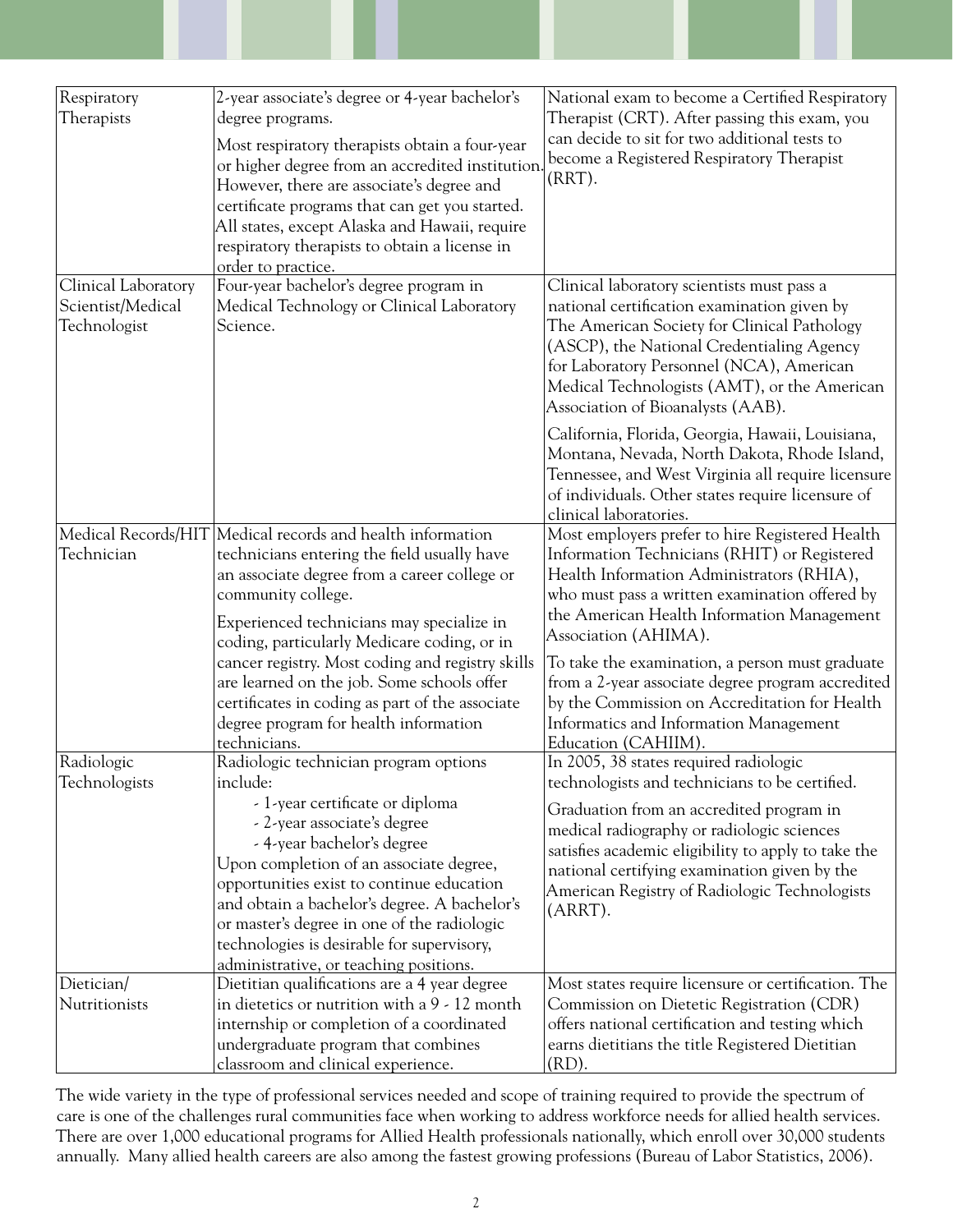| | | |
|---|---|---|
| Respiratory Therapists | 2-year associate's degree or 4-year bachelor's degree programs.<br><br>Most respiratory therapists obtain a four-year or higher degree from an accredited institution. However, there are associate's degree and certificate programs that can get you started. All states, except Alaska and Hawaii, require respiratory therapists to obtain a license in order to practice. | National exam to become a Certified Respiratory Therapist (CRT). After passing this exam, you can decide to sit for two additional tests to become a Registered Respiratory Therapist (RRT). |
| Clinical Laboratory Scientist/Medical Technologist | Four-year bachelor's degree program in Medical Technology or Clinical Laboratory Science. | Clinical laboratory scientists must pass a national certification examination given by The American Society for Clinical Pathology (ASCP), the National Credentialing Agency for Laboratory Personnel (NCA), American Medical Technologists (AMT), or the American Association of Bioanalysts (AAB).<br><br>California, Florida, Georgia, Hawaii, Louisiana, Montana, Nevada, North Dakota, Rhode Island, Tennessee, and West Virginia all require licensure of individuals. Other states require licensure of clinical laboratories. |
| Medical Records/HIT Technician | Medical records and health information technicians entering the field usually have an associate degree from a career college or community college.<br><br>Experienced technicians may specialize in coding, particularly Medicare coding, or in cancer registry. Most coding and registry skills are learned on the job. Some schools offer certificates in coding as part of the associate degree program for health information technicians. | Most employers prefer to hire Registered Health Information Technicians (RHIT) or Registered Health Information Administrators (RHIA), who must pass a written examination offered by the American Health Information Management Association (AHIMA).<br><br>To take the examination, a person must graduate from a 2-year associate degree program accredited by the Commission on Accreditation for Health Informatics and Information Management Education (CAHIIM). |
| Radiologic Technologists | Radiologic technician program options include:<br>- 1-year certificate or diploma<br>- 2-year associate's degree<br>- 4-year bachelor's degree<br>Upon completion of an associate degree, opportunities exist to continue education and obtain a bachelor's degree. A bachelor's or master's degree in one of the radiologic technologies is desirable for supervisory, administrative, or teaching positions. | In 2005, 38 states required radiologic technologists and technicians to be certified.<br><br>Graduation from an accredited program in medical radiography or radiologic sciences satisfies academic eligibility to apply to take the national certifying examination given by the American Registry of Radiologic Technologists (ARRT). |
| Dietician/ Nutritionists | Dietitian qualifications are a 4 year degree in dietetics or nutrition with a 9 - 12 month internship or completion of a coordinated undergraduate program that combines classroom and clinical experience. | Most states require licensure or certification. The Commission on Dietetic Registration (CDR) offers national certification and testing which earns dietitians the title Registered Dietitian (RD). |

The wide variety in the type of professional services needed and scope of training required to provide the spectrum of care is one of the challenges rural communities face when working to address workforce needs for allied health services. There are over 1,000 educational programs for Allied Health professionals nationally, which enroll over 30,000 students annually. Many allied health careers are also among the fastest growing professions (Bureau of Labor Statistics, 2006).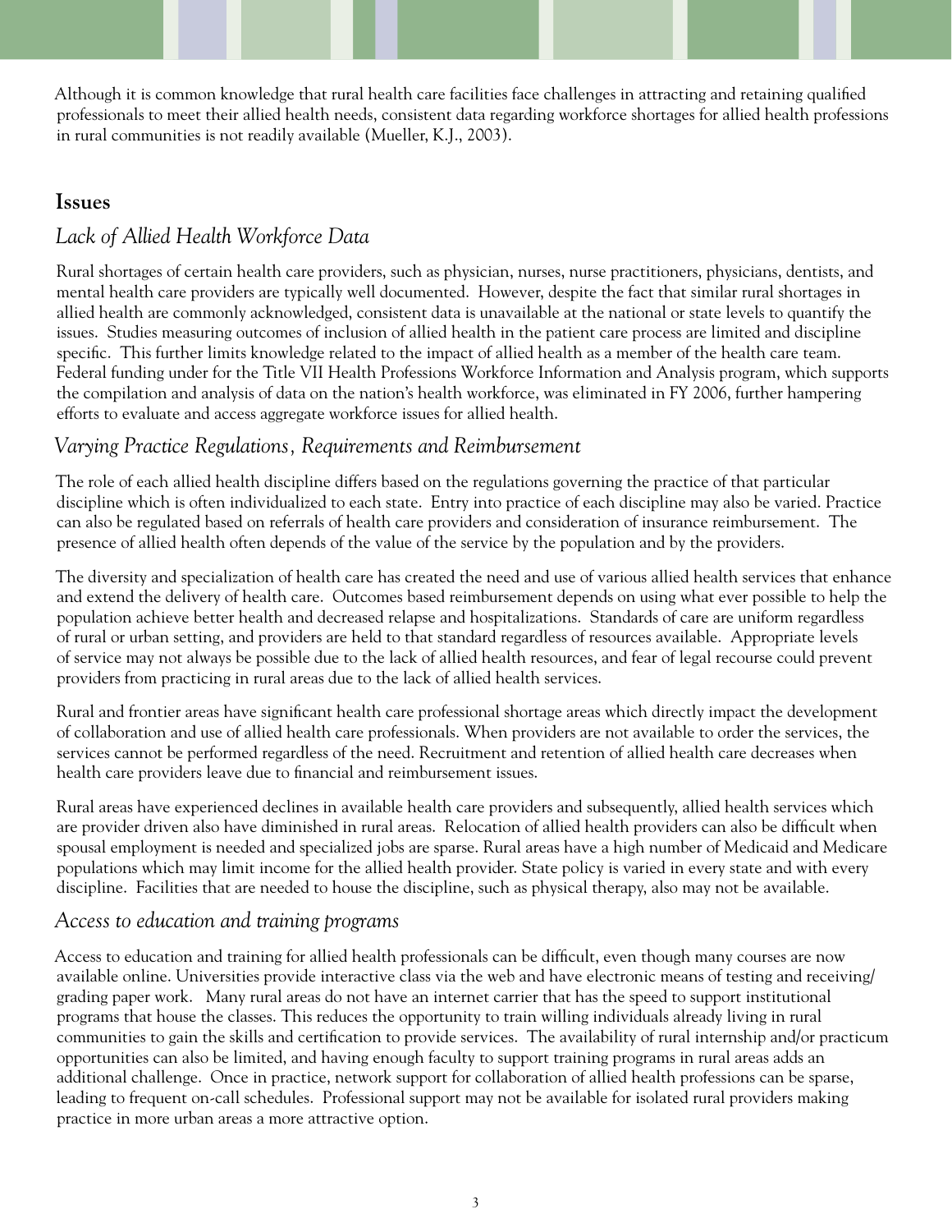Although it is common knowledge that rural health care facilities face challenges in attracting and retaining qualified professionals to meet their allied health needs, consistent data regarding workforce shortages for allied health professions in rural communities is not readily available (Mueller, K.J., 2003).

## Issues

### *Lack of Allied Health Workforce Data*

Rural shortages of certain health care providers, such as physician, nurses, nurse practitioners, physicians, dentists, and mental health care providers are typically well documented. However, despite the fact that similar rural shortages in allied health are commonly acknowledged, consistent data is unavailable at the national or state levels to quantify the issues. Studies measuring outcomes of inclusion of allied health in the patient care process are limited and discipline specific. This further limits knowledge related to the impact of allied health as a member of the health care team. Federal funding under for the Title VII Health Professions Workforce Information and Analysis program, which supports the compilation and analysis of data on the nation's health workforce, was eliminated in FY 2006, further hampering efforts to evaluate and access aggregate workforce issues for allied health.

### *Varying Practice Regulations, Requirements and Reimbursement*

The role of each allied health discipline differs based on the regulations governing the practice of that particular discipline which is often individualized to each state. Entry into practice of each discipline may also be varied. Practice can also be regulated based on referrals of health care providers and consideration of insurance reimbursement. The presence of allied health often depends of the value of the service by the population and by the providers.

The diversity and specialization of health care has created the need and use of various allied health services that enhance and extend the delivery of health care. Outcomes based reimbursement depends on using what ever possible to help the population achieve better health and decreased relapse and hospitalizations. Standards of care are uniform regardless of rural or urban setting, and providers are held to that standard regardless of resources available. Appropriate levels of service may not always be possible due to the lack of allied health resources, and fear of legal recourse could prevent providers from practicing in rural areas due to the lack of allied health services.

Rural and frontier areas have significant health care professional shortage areas which directly impact the development of collaboration and use of allied health care professionals. When providers are not available to order the services, the services cannot be performed regardless of the need. Recruitment and retention of allied health care decreases when health care providers leave due to financial and reimbursement issues.

Rural areas have experienced declines in available health care providers and subsequently, allied health services which are provider driven also have diminished in rural areas. Relocation of allied health providers can also be difficult when spousal employment is needed and specialized jobs are sparse. Rural areas have a high number of Medicaid and Medicare populations which may limit income for the allied health provider. State policy is varied in every state and with every discipline. Facilities that are needed to house the discipline, such as physical therapy, also may not be available.

### *Access to education and training programs*

Access to education and training for allied health professionals can be difficult, even though many courses are now available online. Universities provide interactive class via the web and have electronic means of testing and receiving/grading paper work. Many rural areas do not have an internet carrier that has the speed to support institutional programs that house the classes. This reduces the opportunity to train willing individuals already living in rural communities to gain the skills and certification to provide services. The availability of rural internship and/or practicum opportunities can also be limited, and having enough faculty to support training programs in rural areas adds an additional challenge. Once in practice, network support for collaboration of allied health professions can be sparse, leading to frequent on-call schedules. Professional support may not be available for isolated rural providers making practice in more urban areas a more attractive option.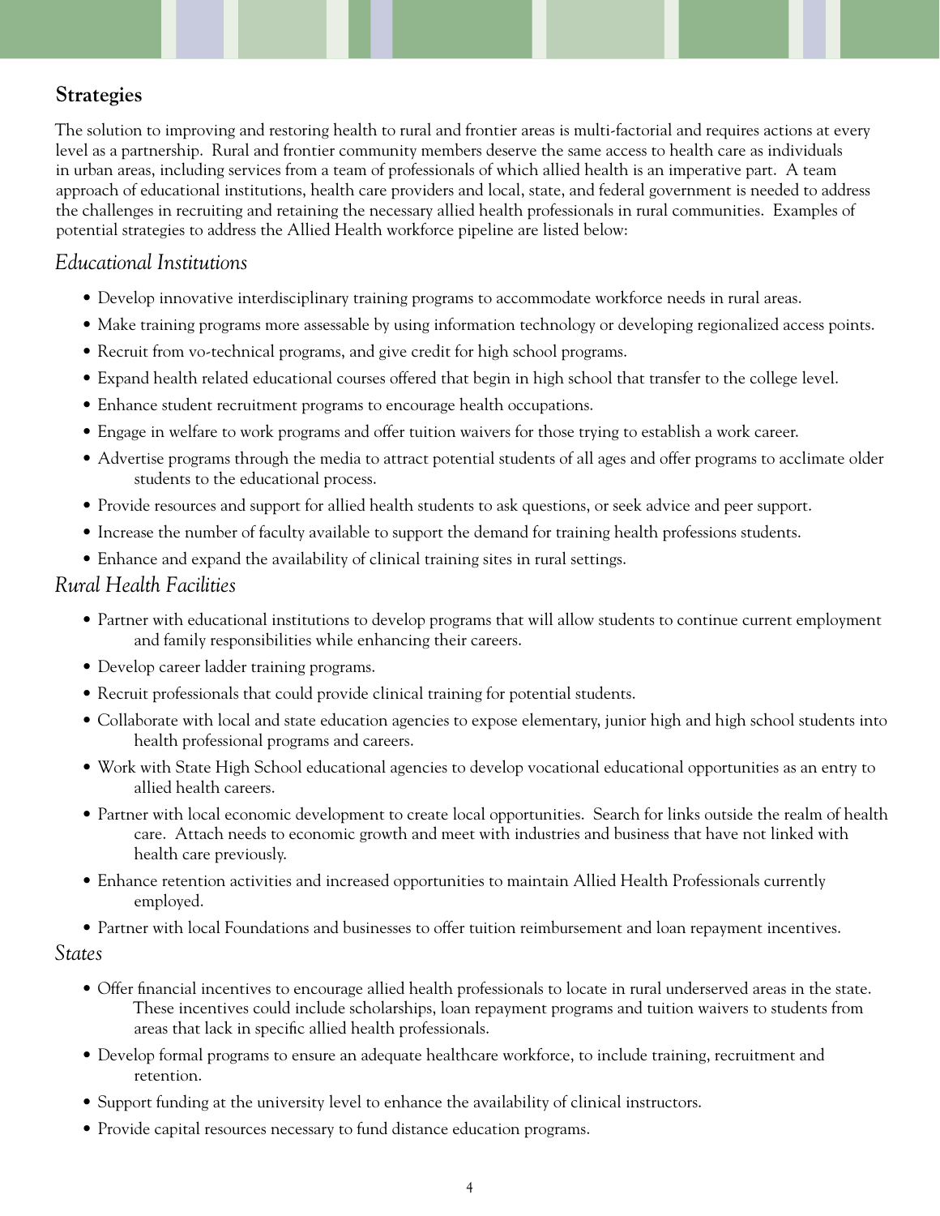## Strategies

The solution to improving and restoring health to rural and frontier areas is multi-factorial and requires actions at every level as a partnership. Rural and frontier community members deserve the same access to health care as individuals in urban areas, including services from a team of professionals of which allied health is an imperative part. A team approach of educational institutions, health care providers and local, state, and federal government is needed to address the challenges in recruiting and retaining the necessary allied health professionals in rural communities. Examples of potential strategies to address the Allied Health workforce pipeline are listed below:

### *Educational Institutions*

- Develop innovative interdisciplinary training programs to accommodate workforce needs in rural areas.
- Make training programs more assessable by using information technology or developing regionalized access points.
- Recruit from vo-technical programs, and give credit for high school programs.
- Expand health related educational courses offered that begin in high school that transfer to the college level.
- Enhance student recruitment programs to encourage health occupations.
- Engage in welfare to work programs and offer tuition waivers for those trying to establish a work career.
- Advertise programs through the media to attract potential students of all ages and offer programs to acclimate older students to the educational process.
- Provide resources and support for allied health students to ask questions, or seek advice and peer support.
- Increase the number of faculty available to support the demand for training health professions students.
- Enhance and expand the availability of clinical training sites in rural settings.

### *Rural Health Facilities*

- Partner with educational institutions to develop programs that will allow students to continue current employment and family responsibilities while enhancing their careers.
- Develop career ladder training programs.
- Recruit professionals that could provide clinical training for potential students.
- Collaborate with local and state education agencies to expose elementary, junior high and high school students into health professional programs and careers.
- Work with State High School educational agencies to develop vocational educational opportunities as an entry to allied health careers.
- Partner with local economic development to create local opportunities. Search for links outside the realm of health care. Attach needs to economic growth and meet with industries and business that have not linked with health care previously.
- Enhance retention activities and increased opportunities to maintain Allied Health Professionals currently employed.
- Partner with local Foundations and businesses to offer tuition reimbursement and loan repayment incentives.

### *States*

- Offer financial incentives to encourage allied health professionals to locate in rural underserved areas in the state. These incentives could include scholarships, loan repayment programs and tuition waivers to students from areas that lack in specific allied health professionals.
- Develop formal programs to ensure an adequate healthcare workforce, to include training, recruitment and retention.
- Support funding at the university level to enhance the availability of clinical instructors.
- Provide capital resources necessary to fund distance education programs.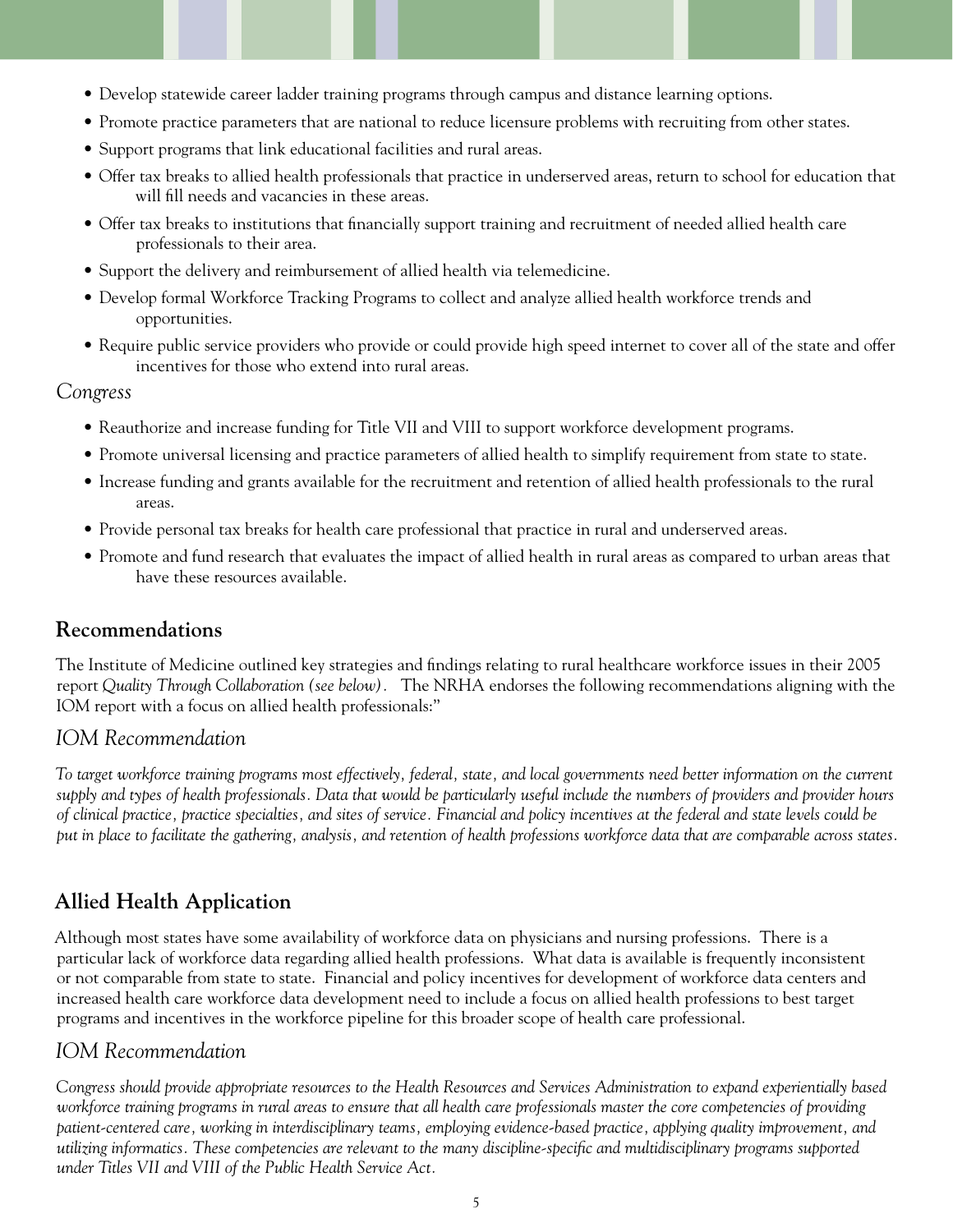- Develop statewide career ladder training programs through campus and distance learning options.
- Promote practice parameters that are national to reduce licensure problems with recruiting from other states.
- Support programs that link educational facilities and rural areas.
- Offer tax breaks to allied health professionals that practice in underserved areas, return to school for education that will fill needs and vacancies in these areas.
- Offer tax breaks to institutions that financially support training and recruitment of needed allied health care professionals to their area.
- Support the delivery and reimbursement of allied health via telemedicine.
- Develop formal Workforce Tracking Programs to collect and analyze allied health workforce trends and opportunities.
- Require public service providers who provide or could provide high speed internet to cover all of the state and offer incentives for those who extend into rural areas.

### *Congress*

- Reauthorize and increase funding for Title VII and VIII to support workforce development programs.
- Promote universal licensing and practice parameters of allied health to simplify requirement from state to state.
- Increase funding and grants available for the recruitment and retention of allied health professionals to the rural areas.
- Provide personal tax breaks for health care professional that practice in rural and underserved areas.
- Promote and fund research that evaluates the impact of allied health in rural areas as compared to urban areas that have these resources available.

## Recommendations

The Institute of Medicine outlined key strategies and findings relating to rural healthcare workforce issues in their 2005 report *Quality Through Collaboration (see below)*. The NRHA endorses the following recommendations aligning with the IOM report with a focus on allied health professionals:"

### *IOM Recommendation*

*To target workforce training programs most effectively, federal, state, and local governments need better information on the current supply and types of health professionals. Data that would be particularly useful include the numbers of providers and provider hours of clinical practice, practice specialties, and sites of service. Financial and policy incentives at the federal and state levels could be put in place to facilitate the gathering, analysis, and retention of health professions workforce data that are comparable across states.*

## Allied Health Application

Although most states have some availability of workforce data on physicians and nursing professions. There is a particular lack of workforce data regarding allied health professions. What data is available is frequently inconsistent or not comparable from state to state. Financial and policy incentives for development of workforce data centers and increased health care workforce data development need to include a focus on allied health professions to best target programs and incentives in the workforce pipeline for this broader scope of health care professional.

### *IOM Recommendation*

*Congress should provide appropriate resources to the Health Resources and Services Administration to expand experientially based workforce training programs in rural areas to ensure that all health care professionals master the core competencies of providing patient-centered care, working in interdisciplinary teams, employing evidence-based practice, applying quality improvement, and utilizing informatics. These competencies are relevant to the many discipline-specific and multidisciplinary programs supported under Titles VII and VIII of the Public Health Service Act.*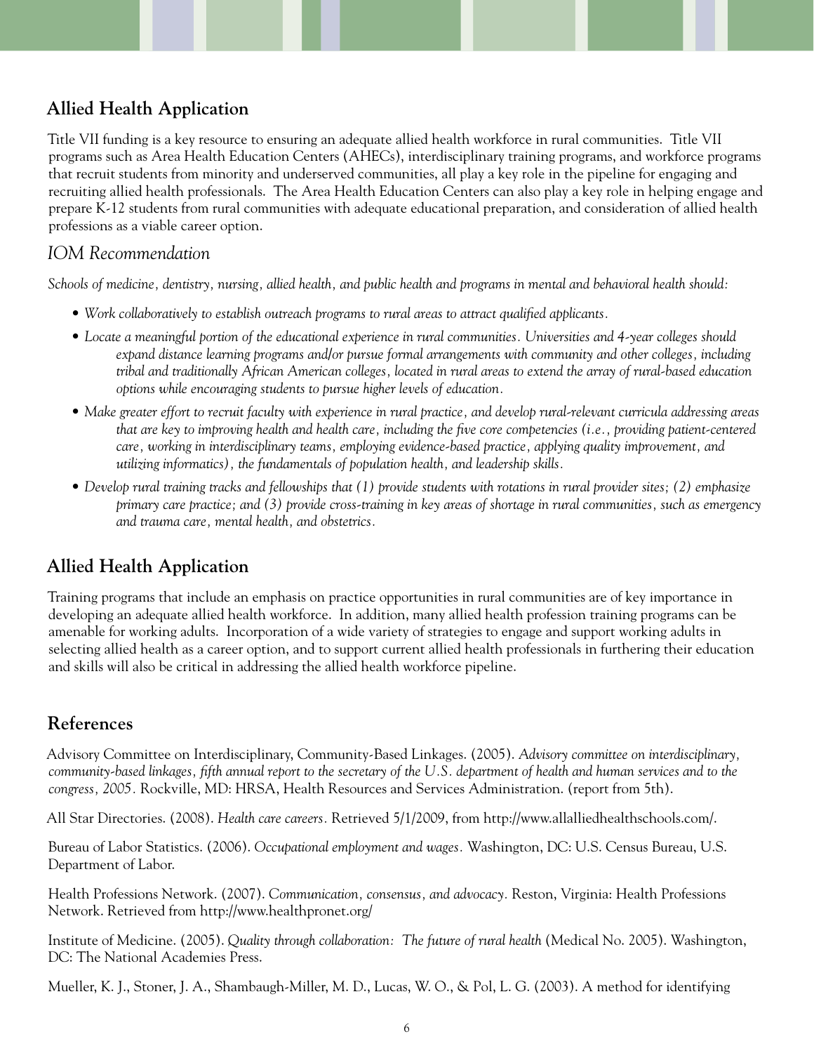## Allied Health Application

Title VII funding is a key resource to ensuring an adequate allied health workforce in rural communities. Title VII programs such as Area Health Education Centers (AHECs), interdisciplinary training programs, and workforce programs that recruit students from minority and underserved communities, all play a key role in the pipeline for engaging and recruiting allied health professionals. The Area Health Education Centers can also play a key role in helping engage and prepare K-12 students from rural communities with adequate educational preparation, and consideration of allied health professions as a viable career option.

### *IOM Recommendation*

*Schools of medicine, dentistry, nursing, allied health, and public health and programs in mental and behavioral health should:*

- *Work collaboratively to establish outreach programs to rural areas to attract qualified applicants.*
- *Locate a meaningful portion of the educational experience in rural communities. Universities and 4-year colleges should expand distance learning programs and/or pursue formal arrangements with community and other colleges, including tribal and traditionally African American colleges, located in rural areas to extend the array of rural-based education options while encouraging students to pursue higher levels of education.*
- *Make greater effort to recruit faculty with experience in rural practice, and develop rural-relevant curricula addressing areas that are key to improving health and health care, including the five core competencies (i.e., providing patient-centered care, working in interdisciplinary teams, employing evidence-based practice, applying quality improvement, and utilizing informatics), the fundamentals of population health, and leadership skills.*
- *Develop rural training tracks and fellowships that (1) provide students with rotations in rural provider sites; (2) emphasize primary care practice; and (3) provide cross-training in key areas of shortage in rural communities, such as emergency and trauma care, mental health, and obstetrics.*

## Allied Health Application

Training programs that include an emphasis on practice opportunities in rural communities are of key importance in developing an adequate allied health workforce. In addition, many allied health profession training programs can be amenable for working adults. Incorporation of a wide variety of strategies to engage and support working adults in selecting allied health as a career option, and to support current allied health professionals in furthering their education and skills will also be critical in addressing the allied health workforce pipeline.

## References

Advisory Committee on Interdisciplinary, Community-Based Linkages. (2005). *Advisory committee on interdisciplinary, community-based linkages, fifth annual report to the secretary of the U.S. department of health and human services and to the congress, 2005.* Rockville, MD: HRSA, Health Resources and Services Administration. (report from 5th).

All Star Directories. (2008). *Health care careers.* Retrieved 5/1/2009, from http://www.allalliedhealthschools.com/.

Bureau of Labor Statistics. (2006). *Occupational employment and wages.* Washington, DC: U.S. Census Bureau, U.S. Department of Labor.

Health Professions Network. (2007). *Communication, consensus, and advocacy.* Reston, Virginia: Health Professions Network. Retrieved from http://www.healthpronet.org/

Institute of Medicine. (2005). *Quality through collaboration: The future of rural health* (Medical No. 2005). Washington, DC: The National Academies Press.

Mueller, K. J., Stoner, J. A., Shambaugh-Miller, M. D., Lucas, W. O., & Pol, L. G. (2003). A method for identifying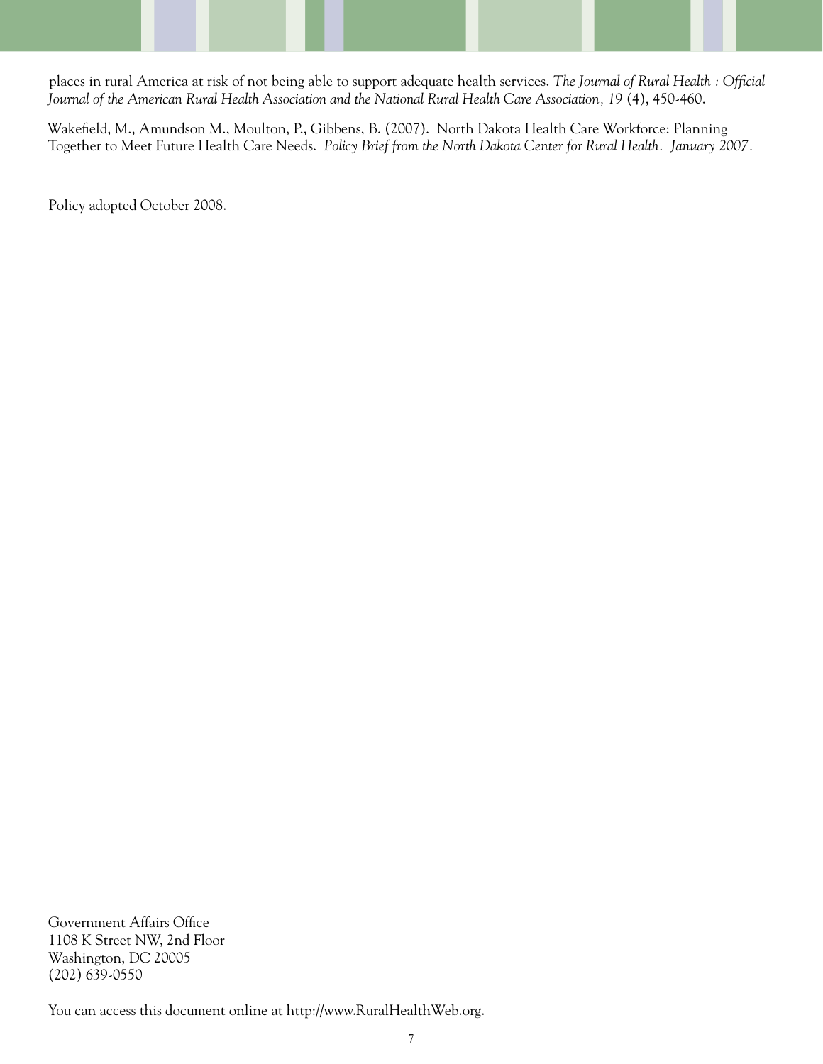places in rural America at risk of not being able to support adequate health services. *The Journal of Rural Health : Official Journal of the American Rural Health Association and the National Rural Health Care Association, 19* (4), 450-460.

Wakefield, M., Amundson M., Moulton, P., Gibbens, B. (2007). North Dakota Health Care Workforce: Planning Together to Meet Future Health Care Needs. *Policy Brief from the North Dakota Center for Rural Health. January 2007.*

Policy adopted October 2008.

Government Affairs Office
1108 K Street NW, 2nd Floor
Washington, DC 20005
(202) 639-0550

You can access this document online at http://www.RuralHealthWeb.org.